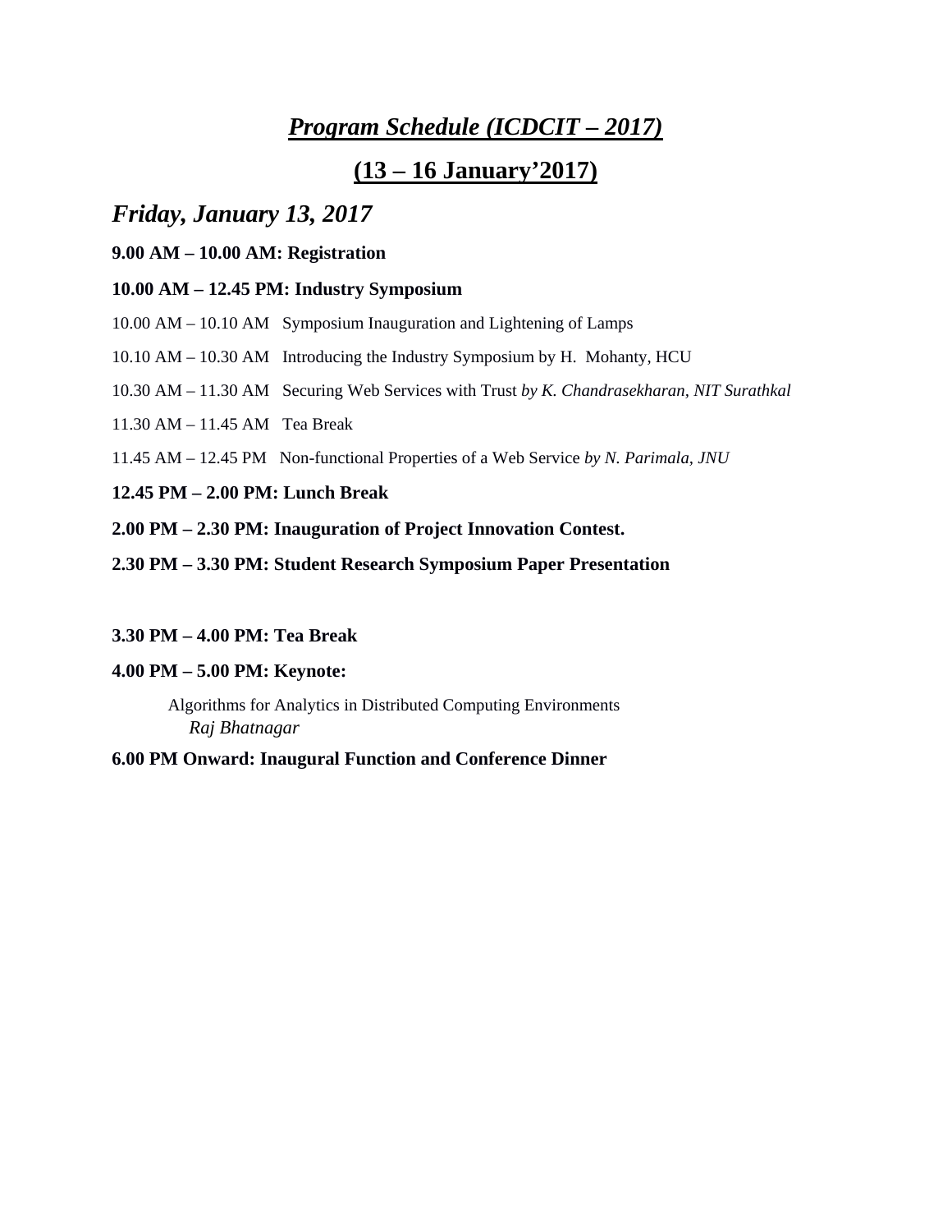# *Program Schedule (ICDCIT – 2017)*

# (13 – 16 January'2017)

## *Friday, January 13, 2017*

**9.00 AM – 10.00 AM: Registration**

**10.00 AM – 12.45 PM: Industry Symposium**

10.00 AM – 10.10 AM Symposium Inauguration and Lightening of Lamps

10.10 AM – 10.30 AM Introducing the Industry Symposium by H. Mohanty, HCU

10.30 AM – 11.30 AM Securing Web Services with Trust *by K. Chandrasekharan, NIT Surathkal*

11.30 AM – 11.45 AM Tea Break

11.45 AM – 12.45 PM Non-functional Properties of a Web Service *by N. Parimala, JNU*

**12.45 PM – 2.00 PM: Lunch Break**

**2.00 PM – 2.30 PM: Inauguration of Project Innovation Contest.**

**2.30 PM – 3.30 PM: Student Research Symposium Paper Presentation**

**3.30 PM – 4.00 PM: Tea Break**

**4.00 PM – 5.00 PM: Keynote:**

Algorithms for Analytics in Distributed Computing Environments
*Raj Bhatnagar*

**6.00 PM Onward: Inaugural Function and Conference Dinner**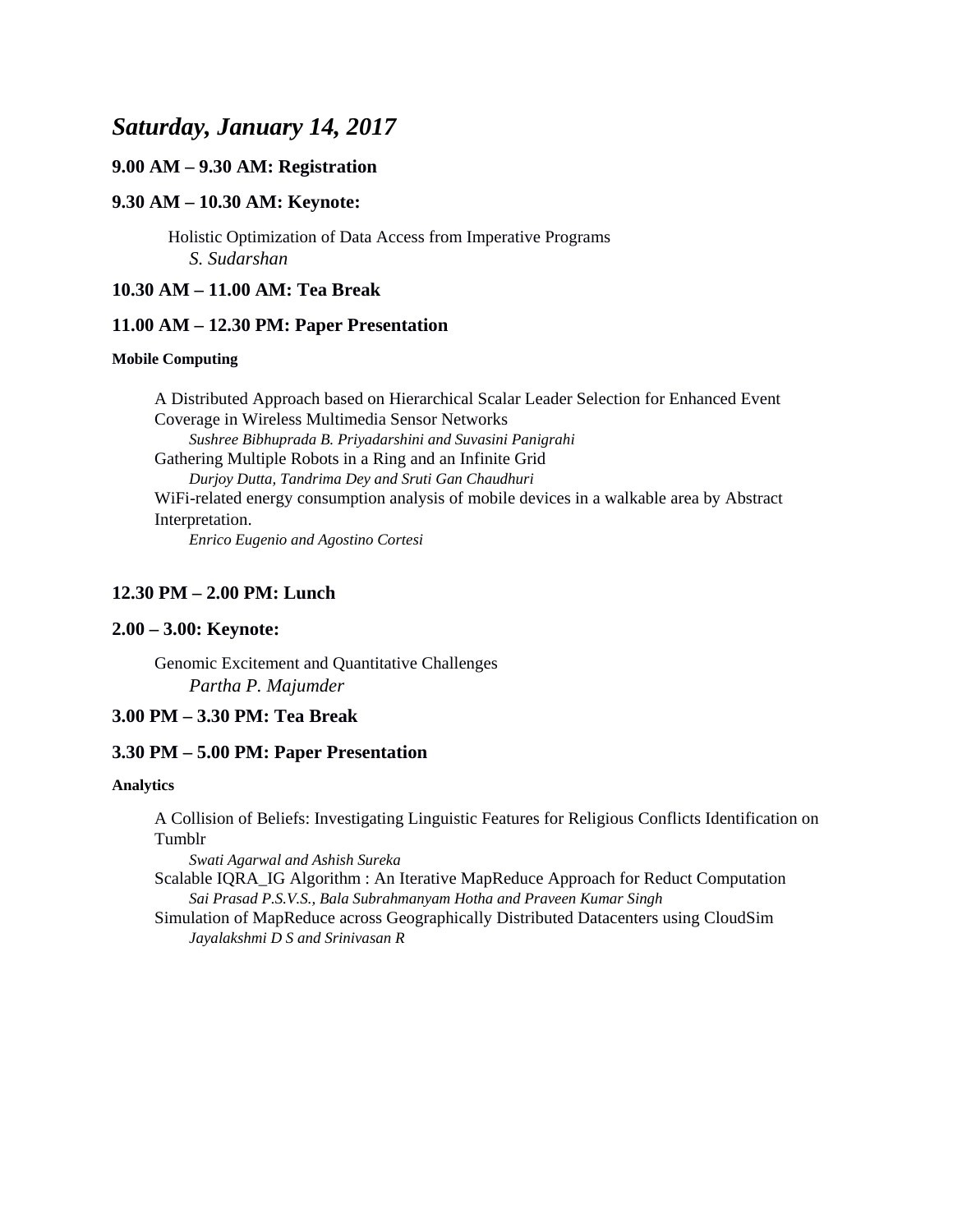# *Saturday, January 14, 2017*

### 9.00 AM – 9.30 AM: Registration

### 9.30 AM – 10.30 AM: Keynote:

Holistic Optimization of Data Access from Imperative Programs
*S. Sudarshan*

### 10.30 AM – 11.00 AM: Tea Break

### 11.00 AM – 12.30 PM: Paper Presentation

**Mobile Computing**

A Distributed Approach based on Hierarchical Scalar Leader Selection for Enhanced Event Coverage in Wireless Multimedia Sensor Networks
*Sushree Bibhuprada B. Priyadarshini and Suvasini Panigrahi*

Gathering Multiple Robots in a Ring and an Infinite Grid
*Durjoy Dutta, Tandrima Dey and Sruti Gan Chaudhuri*

WiFi-related energy consumption analysis of mobile devices in a walkable area by Abstract Interpretation.
*Enrico Eugenio and Agostino Cortesi*

### 12.30 PM – 2.00 PM: Lunch

### 2.00 – 3.00: Keynote:

Genomic Excitement and Quantitative Challenges
*Partha P. Majumder*

### 3.00 PM – 3.30 PM: Tea Break

### 3.30 PM – 5.00 PM: Paper Presentation

**Analytics**

A Collision of Beliefs: Investigating Linguistic Features for Religious Conflicts Identification on Tumblr
*Swati Agarwal and Ashish Sureka*

Scalable IQRA_IG Algorithm : An Iterative MapReduce Approach for Reduct Computation
*Sai Prasad P.S.V.S., Bala Subrahmanyam Hotha and Praveen Kumar Singh*

Simulation of MapReduce across Geographically Distributed Datacenters using CloudSim
*Jayalakshmi D S and Srinivasan R*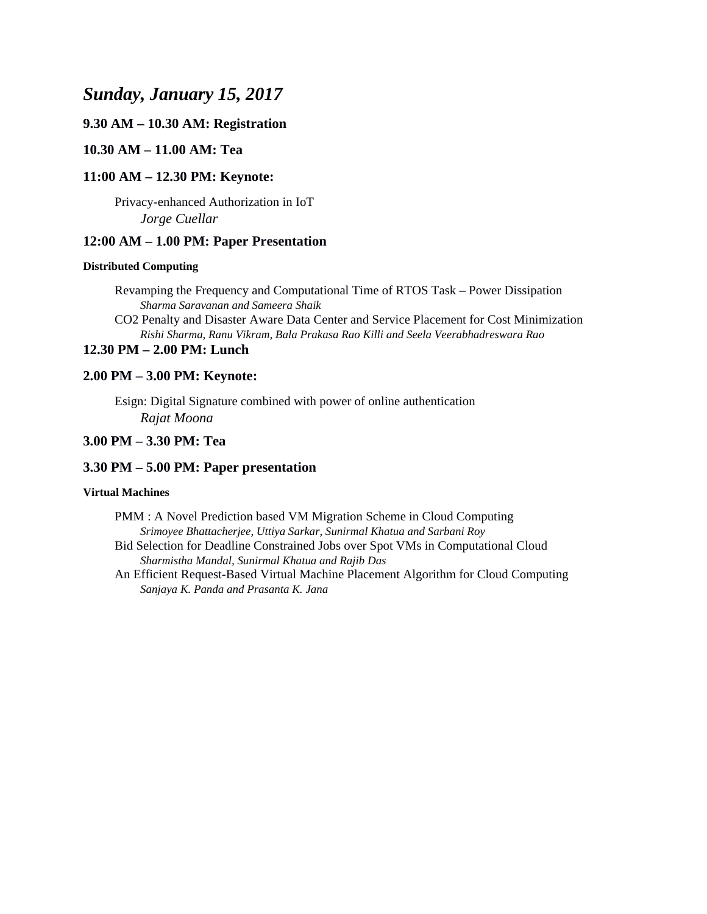# *Sunday, January 15, 2017*

### 9.30 AM – 10.30 AM: Registration

### 10.30 AM – 11.00 AM: Tea

### 11:00 AM – 12.30 PM: Keynote:

Privacy-enhanced Authorization in IoT
*Jorge Cuellar*

### 12:00 AM – 1.00 PM: Paper Presentation

**Distributed Computing**

Revamping the Frequency and Computational Time of RTOS Task – Power Dissipation
*Sharma Saravanan and Sameera Shaik*

CO2 Penalty and Disaster Aware Data Center and Service Placement for Cost Minimization
*Rishi Sharma, Ranu Vikram, Bala Prakasa Rao Killi and Seela Veerabhadreswara Rao*

### 12.30 PM – 2.00 PM: Lunch

### 2.00 PM – 3.00 PM: Keynote:

Esign: Digital Signature combined with power of online authentication
*Rajat Moona*

### 3.00 PM – 3.30 PM: Tea

### 3.30 PM – 5.00 PM: Paper presentation

**Virtual Machines**

PMM : A Novel Prediction based VM Migration Scheme in Cloud Computing
*Srimoyee Bhattacherjee, Uttiya Sarkar, Sunirmal Khatua and Sarbani Roy*

Bid Selection for Deadline Constrained Jobs over Spot VMs in Computational Cloud
*Sharmistha Mandal, Sunirmal Khatua and Rajib Das*

An Efficient Request-Based Virtual Machine Placement Algorithm for Cloud Computing
*Sanjaya K. Panda and Prasanta K. Jana*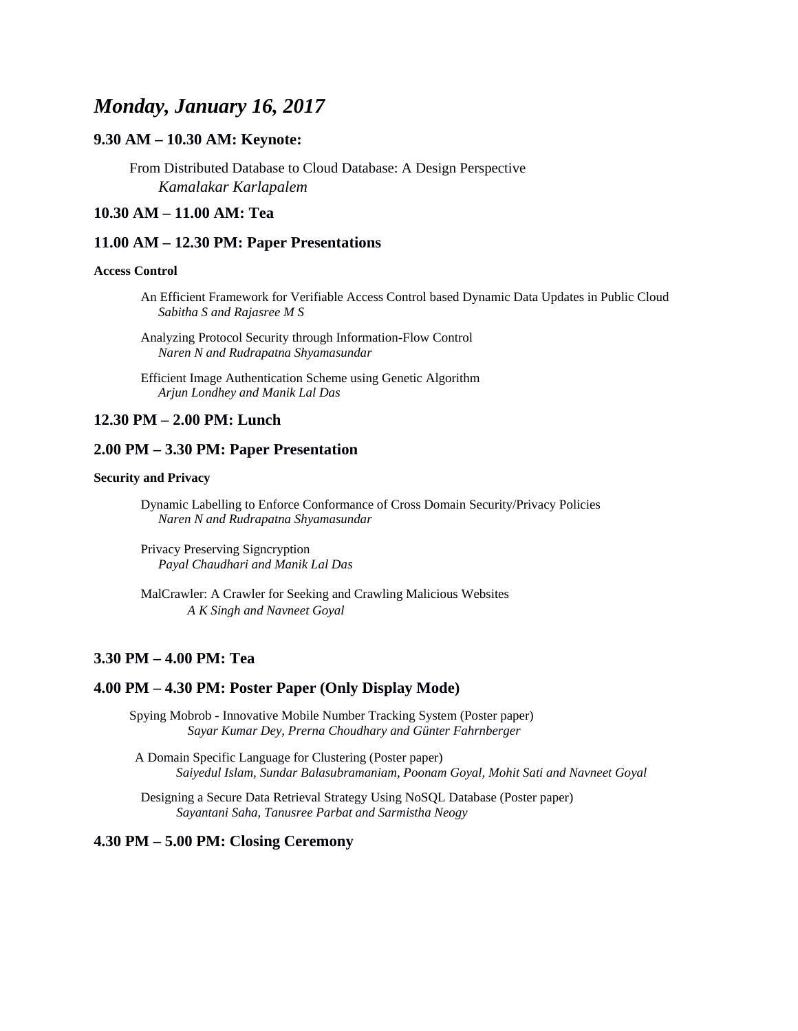# *Monday, January 16, 2017*

## 9.30 AM – 10.30 AM: Keynote:

From Distributed Database to Cloud Database: A Design Perspective
*Kamalakar Karlapalem*

## 10.30 AM – 11.00 AM: Tea

## 11.00 AM – 12.30 PM: Paper Presentations

**Access Control**

An Efficient Framework for Verifiable Access Control based Dynamic Data Updates in Public Cloud
*Sabitha S and Rajasree M S*

Analyzing Protocol Security through Information-Flow Control
*Naren N and Rudrapatna Shyamasundar*

Efficient Image Authentication Scheme using Genetic Algorithm
*Arjun Londhey and Manik Lal Das*

## 12.30 PM – 2.00 PM: Lunch

## 2.00 PM – 3.30 PM: Paper Presentation

**Security and Privacy**

Dynamic Labelling to Enforce Conformance of Cross Domain Security/Privacy Policies
*Naren N and Rudrapatna Shyamasundar*

Privacy Preserving Signcryption
*Payal Chaudhari and Manik Lal Das*

MalCrawler: A Crawler for Seeking and Crawling Malicious Websites
*A K Singh and Navneet Goyal*

## 3.30 PM – 4.00 PM: Tea

## 4.00 PM – 4.30 PM: Poster Paper (Only Display Mode)

Spying Mobrob - Innovative Mobile Number Tracking System (Poster paper)
*Sayar Kumar Dey, Prerna Choudhary and Günter Fahrnberger*

A Domain Specific Language for Clustering (Poster paper)
*Saiyedul Islam, Sundar Balasubramaniam, Poonam Goyal, Mohit Sati and Navneet Goyal*

Designing a Secure Data Retrieval Strategy Using NoSQL Database (Poster paper)
*Sayantani Saha, Tanusree Parbat and Sarmistha Neogy*

## 4.30 PM – 5.00 PM: Closing Ceremony